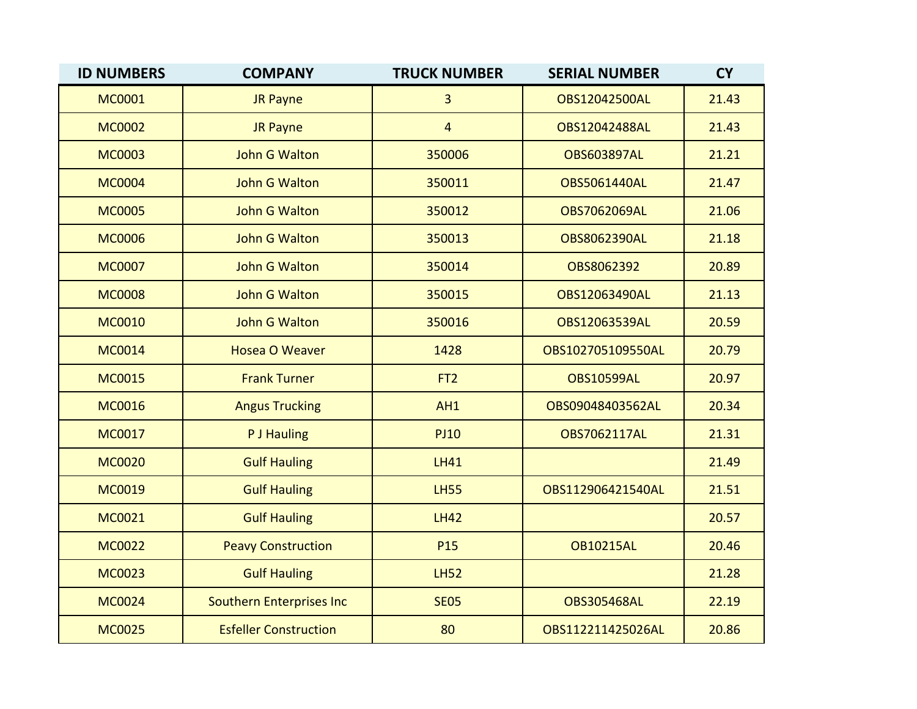| ID NUMBERS | COMPANY | TRUCK NUMBER | SERIAL NUMBER | CY |
|---|---|---|---|---|
| MC0001 | JR Payne | 3 | OBS12042500AL | 21.43 |
| MC0002 | JR Payne | 4 | OBS12042488AL | 21.43 |
| MC0003 | John G Walton | 350006 | OBS603897AL | 21.21 |
| MC0004 | John G Walton | 350011 | OBS5061440AL | 21.47 |
| MC0005 | John G Walton | 350012 | OBS7062069AL | 21.06 |
| MC0006 | John G Walton | 350013 | OBS8062390AL | 21.18 |
| MC0007 | John G Walton | 350014 | OBS8062392 | 20.89 |
| MC0008 | John G Walton | 350015 | OBS12063490AL | 21.13 |
| MC0010 | John G Walton | 350016 | OBS12063539AL | 20.59 |
| MC0014 | Hosea O Weaver | 1428 | OBS102705109550AL | 20.79 |
| MC0015 | Frank Turner | FT2 | OBS10599AL | 20.97 |
| MC0016 | Angus Trucking | AH1 | OBS09048403562AL | 20.34 |
| MC0017 | P J Hauling | PJ10 | OBS7062117AL | 21.31 |
| MC0020 | Gulf Hauling | LH41 | | 21.49 |
| MC0019 | Gulf Hauling | LH55 | OBS112906421540AL | 21.51 |
| MC0021 | Gulf Hauling | LH42 | | 20.57 |
| MC0022 | Peavy Construction | P15 | OB10215AL | 20.46 |
| MC0023 | Gulf Hauling | LH52 | | 21.28 |
| MC0024 | Southern Enterprises Inc | SE05 | OBS305468AL | 22.19 |
| MC0025 | Esfeller Construction | 80 | OBS112211425026AL | 20.86 |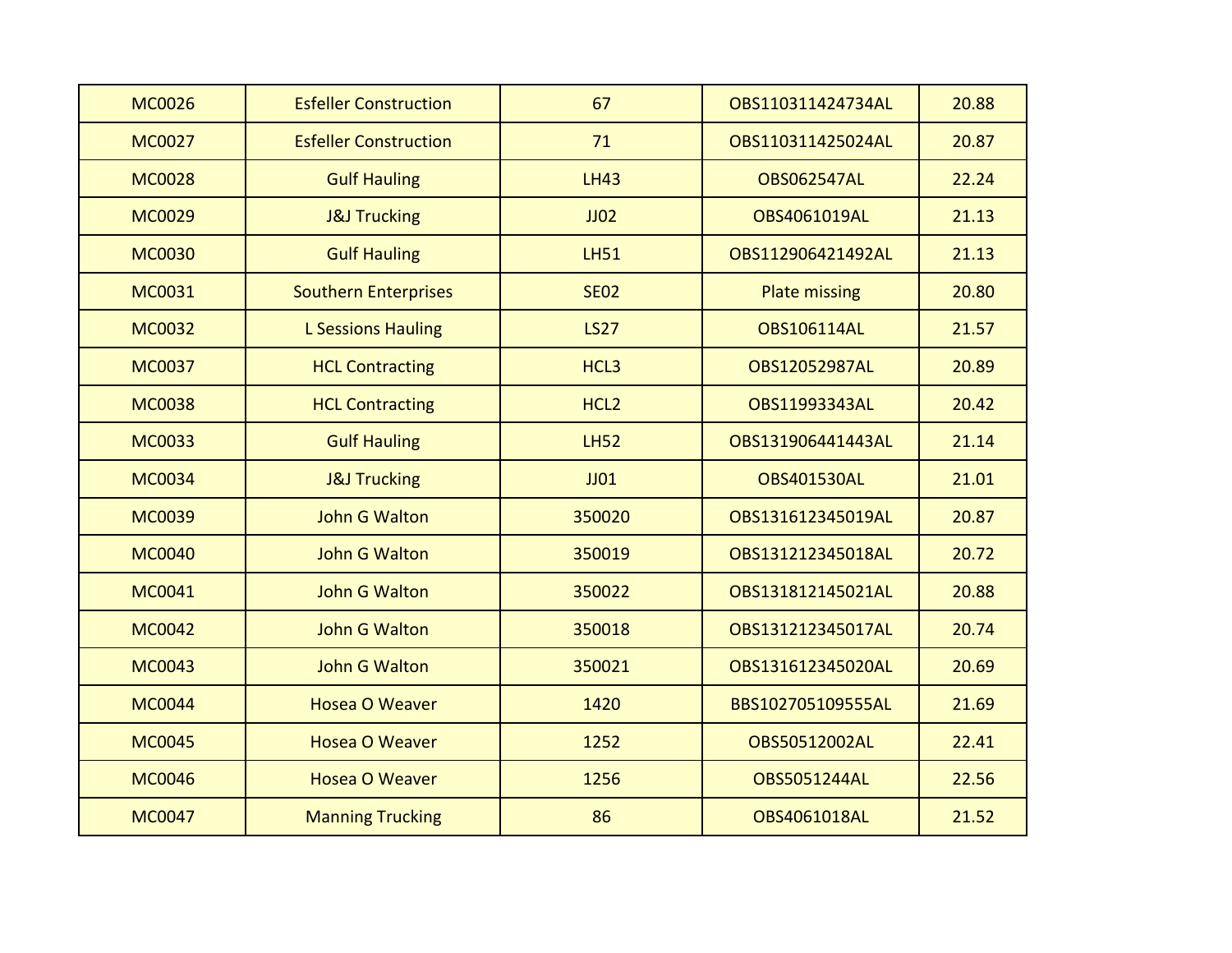| | | | | |
|---|---|---|---|---|
| MC0026 | Esfeller Construction | 67 | OBS110311424734AL | 20.88 |
| MC0027 | Esfeller Construction | 71 | OBS110311425024AL | 20.87 |
| MC0028 | Gulf Hauling | LH43 | OBS062547AL | 22.24 |
| MC0029 | J&J Trucking | JJ02 | OBS4061019AL | 21.13 |
| MC0030 | Gulf Hauling | LH51 | OBS112906421492AL | 21.13 |
| MC0031 | Southern Enterprises | SE02 | Plate missing | 20.80 |
| MC0032 | L Sessions Hauling | LS27 | OBS106114AL | 21.57 |
| MC0037 | HCL Contracting | HCL3 | OBS12052987AL | 20.89 |
| MC0038 | HCL Contracting | HCL2 | OBS11993343AL | 20.42 |
| MC0033 | Gulf Hauling | LH52 | OBS131906441443AL | 21.14 |
| MC0034 | J&J Trucking | JJ01 | OBS401530AL | 21.01 |
| MC0039 | John G Walton | 350020 | OBS131612345019AL | 20.87 |
| MC0040 | John G Walton | 350019 | OBS131212345018AL | 20.72 |
| MC0041 | John G Walton | 350022 | OBS131812145021AL | 20.88 |
| MC0042 | John G Walton | 350018 | OBS131212345017AL | 20.74 |
| MC0043 | John G Walton | 350021 | OBS131612345020AL | 20.69 |
| MC0044 | Hosea O Weaver | 1420 | BBS102705109555AL | 21.69 |
| MC0045 | Hosea O Weaver | 1252 | OBS50512002AL | 22.41 |
| MC0046 | Hosea O Weaver | 1256 | OBS5051244AL | 22.56 |
| MC0047 | Manning Trucking | 86 | OBS4061018AL | 21.52 |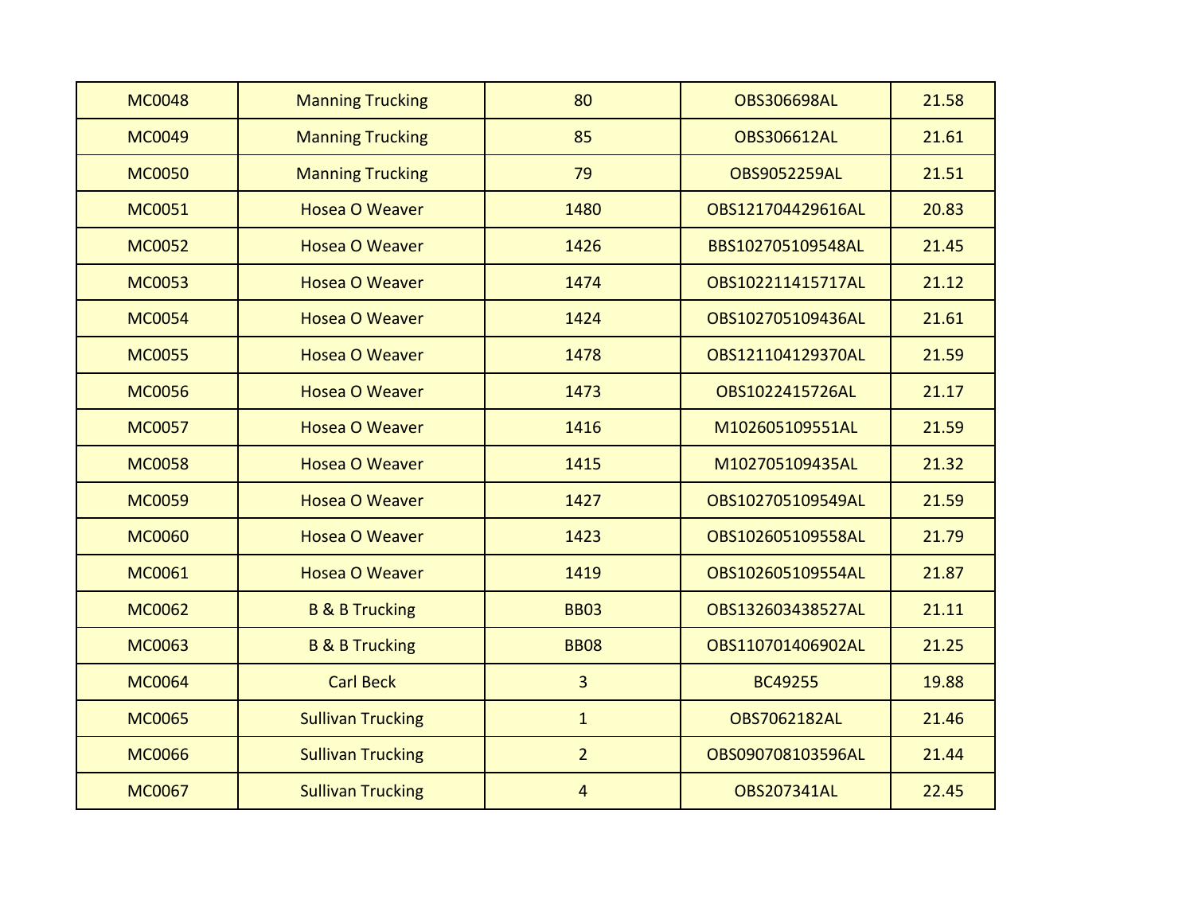| | | | | |
|---|---|---|---|---|
| MC0048 | Manning Trucking | 80 | OBS306698AL | 21.58 |
| MC0049 | Manning Trucking | 85 | OBS306612AL | 21.61 |
| MC0050 | Manning Trucking | 79 | OBS9052259AL | 21.51 |
| MC0051 | Hosea O Weaver | 1480 | OBS121704429616AL | 20.83 |
| MC0052 | Hosea O Weaver | 1426 | BBS102705109548AL | 21.45 |
| MC0053 | Hosea O Weaver | 1474 | OBS102211415717AL | 21.12 |
| MC0054 | Hosea O Weaver | 1424 | OBS102705109436AL | 21.61 |
| MC0055 | Hosea O Weaver | 1478 | OBS121104129370AL | 21.59 |
| MC0056 | Hosea O Weaver | 1473 | OBS1022415726AL | 21.17 |
| MC0057 | Hosea O Weaver | 1416 | M102605109551AL | 21.59 |
| MC0058 | Hosea O Weaver | 1415 | M102705109435AL | 21.32 |
| MC0059 | Hosea O Weaver | 1427 | OBS102705109549AL | 21.59 |
| MC0060 | Hosea O Weaver | 1423 | OBS102605109558AL | 21.79 |
| MC0061 | Hosea O Weaver | 1419 | OBS102605109554AL | 21.87 |
| MC0062 | B & B Trucking | BB03 | OBS132603438527AL | 21.11 |
| MC0063 | B & B Trucking | BB08 | OBS110701406902AL | 21.25 |
| MC0064 | Carl Beck | 3 | BC49255 | 19.88 |
| MC0065 | Sullivan Trucking | 1 | OBS7062182AL | 21.46 |
| MC0066 | Sullivan Trucking | 2 | OBS090708103596AL | 21.44 |
| MC0067 | Sullivan Trucking | 4 | OBS207341AL | 22.45 |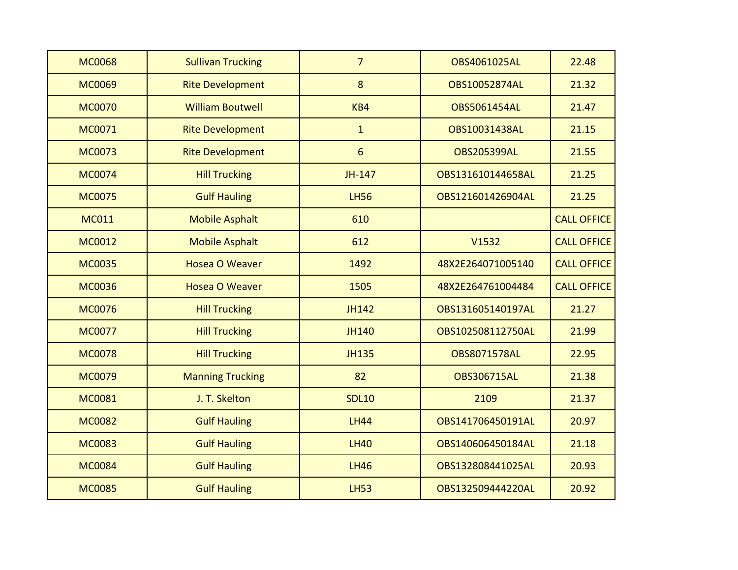| MC0068 | Sullivan Trucking | 7 | OBS4061025AL | 22.48 |
|---|---|---|---|---|
| MC0069 | Rite Development | 8 | OBS10052874AL | 21.32 |
| MC0070 | William Boutwell | KB4 | OBS5061454AL | 21.47 |
| MC0071 | Rite Development | 1 | OBS10031438AL | 21.15 |
| MC0073 | Rite Development | 6 | OBS205399AL | 21.55 |
| MC0074 | Hill Trucking | JH-147 | OBS131610144658AL | 21.25 |
| MC0075 | Gulf Hauling | LH56 | OBS121601426904AL | 21.25 |
| MC011 | Mobile Asphalt | 610 | | CALL OFFICE |
| MC0012 | Mobile Asphalt | 612 | V1532 | CALL OFFICE |
| MC0035 | Hosea O Weaver | 1492 | 48X2E264071005140 | CALL OFFICE |
| MC0036 | Hosea O Weaver | 1505 | 48X2E264761004484 | CALL OFFICE |
| MC0076 | Hill Trucking | JH142 | OBS131605140197AL | 21.27 |
| MC0077 | Hill Trucking | JH140 | OBS102508112750AL | 21.99 |
| MC0078 | Hill Trucking | JH135 | OBS8071578AL | 22.95 |
| MC0079 | Manning Trucking | 82 | OBS306715AL | 21.38 |
| MC0081 | J. T. Skelton | SDL10 | 2109 | 21.37 |
| MC0082 | Gulf Hauling | LH44 | OBS141706450191AL | 20.97 |
| MC0083 | Gulf Hauling | LH40 | OBS140606450184AL | 21.18 |
| MC0084 | Gulf Hauling | LH46 | OBS132808441025AL | 20.93 |
| MC0085 | Gulf Hauling | LH53 | OBS132509444220AL | 20.92 |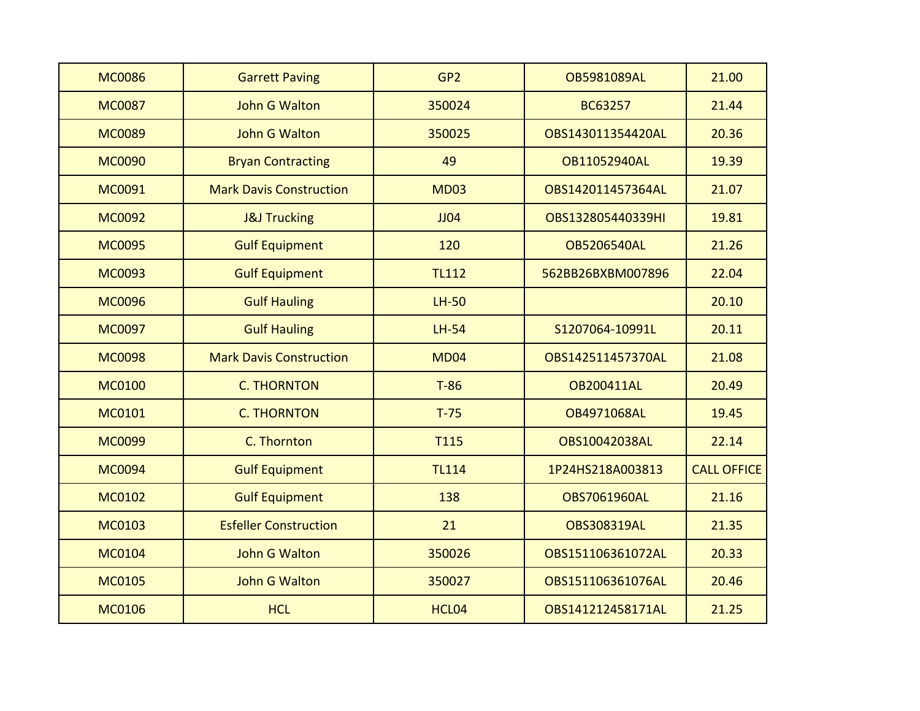| | | | | |
|---|---|---|---|---|
| MC0086 | Garrett Paving | GP2 | OB5981089AL | 21.00 |
| MC0087 | John G Walton | 350024 | BC63257 | 21.44 |
| MC0089 | John G Walton | 350025 | OBS143011354420AL | 20.36 |
| MC0090 | Bryan Contracting | 49 | OB11052940AL | 19.39 |
| MC0091 | Mark Davis Construction | MD03 | OBS142011457364AL | 21.07 |
| MC0092 | J&J Trucking | JJ04 | OBS132805440339HI | 19.81 |
| MC0095 | Gulf Equipment | 120 | OB5206540AL | 21.26 |
| MC0093 | Gulf Equipment | TL112 | 562BB26BXBM007896 | 22.04 |
| MC0096 | Gulf Hauling | LH-50 | | 20.10 |
| MC0097 | Gulf Hauling | LH-54 | S1207064-10991L | 20.11 |
| MC0098 | Mark Davis Construction | MD04 | OBS142511457370AL | 21.08 |
| MC0100 | C. THORNTON | T-86 | OB200411AL | 20.49 |
| MC0101 | C. THORNTON | T-75 | OB4971068AL | 19.45 |
| MC0099 | C. Thornton | T115 | OBS10042038AL | 22.14 |
| MC0094 | Gulf Equipment | TL114 | 1P24HS218A003813 | CALL OFFICE |
| MC0102 | Gulf Equipment | 138 | OBS7061960AL | 21.16 |
| MC0103 | Esfeller Construction | 21 | OBS308319AL | 21.35 |
| MC0104 | John G Walton | 350026 | OBS151106361072AL | 20.33 |
| MC0105 | John G Walton | 350027 | OBS151106361076AL | 20.46 |
| MC0106 | HCL | HCL04 | OBS141212458171AL | 21.25 |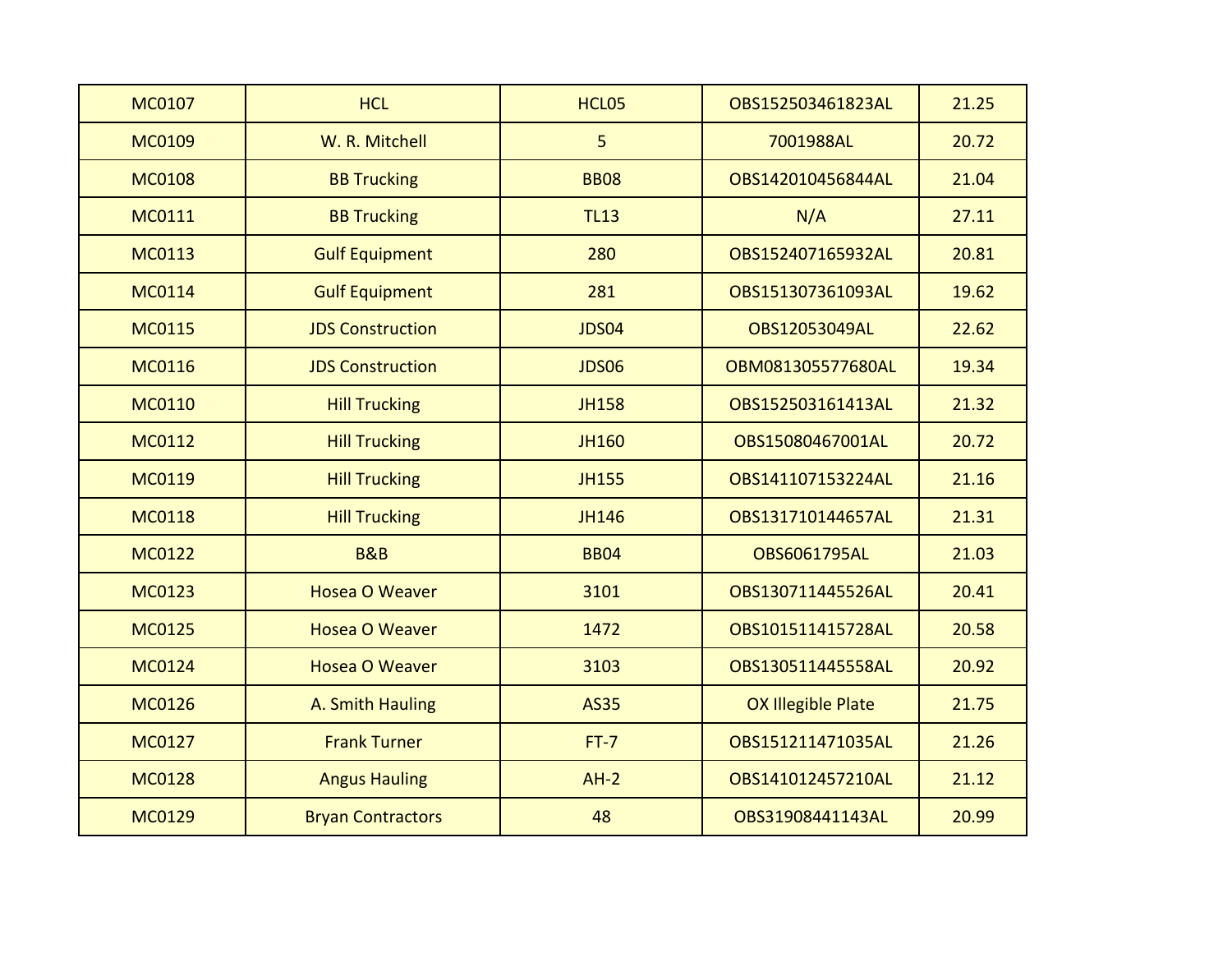| MC0107 | HCL | HCL05 | OBS152503461823AL | 21.25 |
|---|---|---|---|---|
| MC0109 | W. R. Mitchell | 5 | 7001988AL | 20.72 |
| MC0108 | BB Trucking | BB08 | OBS142010456844AL | 21.04 |
| MC0111 | BB Trucking | TL13 | N/A | 27.11 |
| MC0113 | Gulf Equipment | 280 | OBS152407165932AL | 20.81 |
| MC0114 | Gulf Equipment | 281 | OBS151307361093AL | 19.62 |
| MC0115 | JDS Construction | JDS04 | OBS12053049AL | 22.62 |
| MC0116 | JDS Construction | JDS06 | OBM081305577680AL | 19.34 |
| MC0110 | Hill Trucking | JH158 | OBS152503161413AL | 21.32 |
| MC0112 | Hill Trucking | JH160 | OBS15080467001AL | 20.72 |
| MC0119 | Hill Trucking | JH155 | OBS141107153224AL | 21.16 |
| MC0118 | Hill Trucking | JH146 | OBS131710144657AL | 21.31 |
| MC0122 | B&B | BB04 | OBS6061795AL | 21.03 |
| MC0123 | Hosea O Weaver | 3101 | OBS130711445526AL | 20.41 |
| MC0125 | Hosea O Weaver | 1472 | OBS101511415728AL | 20.58 |
| MC0124 | Hosea O Weaver | 3103 | OBS130511445558AL | 20.92 |
| MC0126 | A. Smith Hauling | AS35 | OX Illegible Plate | 21.75 |
| MC0127 | Frank Turner | FT-7 | OBS151211471035AL | 21.26 |
| MC0128 | Angus Hauling | AH-2 | OBS141012457210AL | 21.12 |
| MC0129 | Bryan Contractors | 48 | OBS31908441143AL | 20.99 |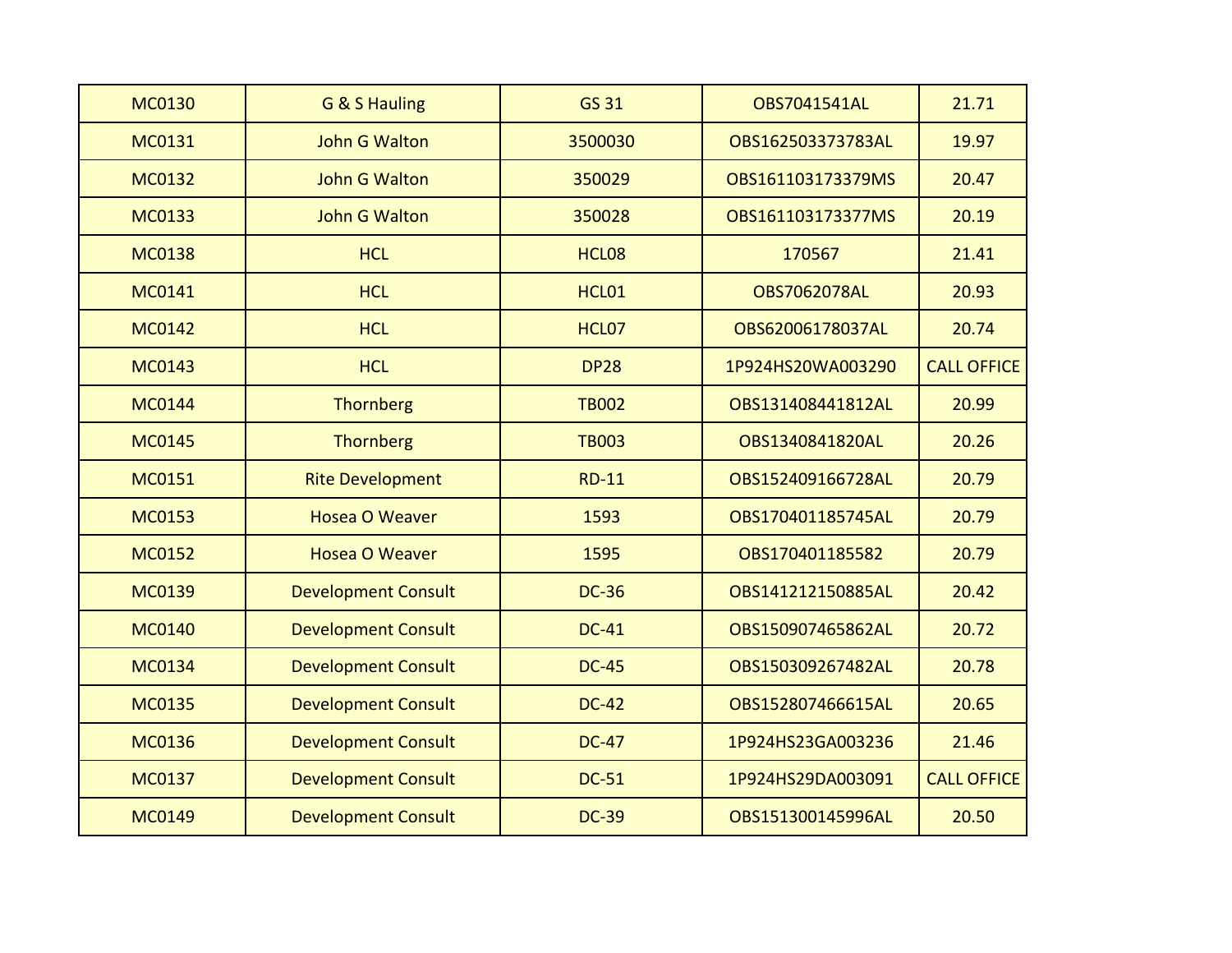| MC0130 | G & S Hauling | GS 31 | OBS7041541AL | 21.71 |
|---|---|---|---|---|
| MC0131 | John G Walton | 3500030 | OBS162503373783AL | 19.97 |
| MC0132 | John G Walton | 350029 | OBS161103173379MS | 20.47 |
| MC0133 | John G Walton | 350028 | OBS161103173377MS | 20.19 |
| MC0138 | HCL | HCL08 | 170567 | 21.41 |
| MC0141 | HCL | HCL01 | OBS7062078AL | 20.93 |
| MC0142 | HCL | HCL07 | OBS62006178037AL | 20.74 |
| MC0143 | HCL | DP28 | 1P924HS20WA003290 | CALL OFFICE |
| MC0144 | Thornberg | TB002 | OBS131408441812AL | 20.99 |
| MC0145 | Thornberg | TB003 | OBS1340841820AL | 20.26 |
| MC0151 | Rite Development | RD-11 | OBS152409166728AL | 20.79 |
| MC0153 | Hosea O Weaver | 1593 | OBS170401185745AL | 20.79 |
| MC0152 | Hosea O Weaver | 1595 | OBS170401185582 | 20.79 |
| MC0139 | Development Consult | DC-36 | OBS141212150885AL | 20.42 |
| MC0140 | Development Consult | DC-41 | OBS150907465862AL | 20.72 |
| MC0134 | Development Consult | DC-45 | OBS150309267482AL | 20.78 |
| MC0135 | Development Consult | DC-42 | OBS152807466615AL | 20.65 |
| MC0136 | Development Consult | DC-47 | 1P924HS23GA003236 | 21.46 |
| MC0137 | Development Consult | DC-51 | 1P924HS29DA003091 | CALL OFFICE |
| MC0149 | Development Consult | DC-39 | OBS151300145996AL | 20.50 |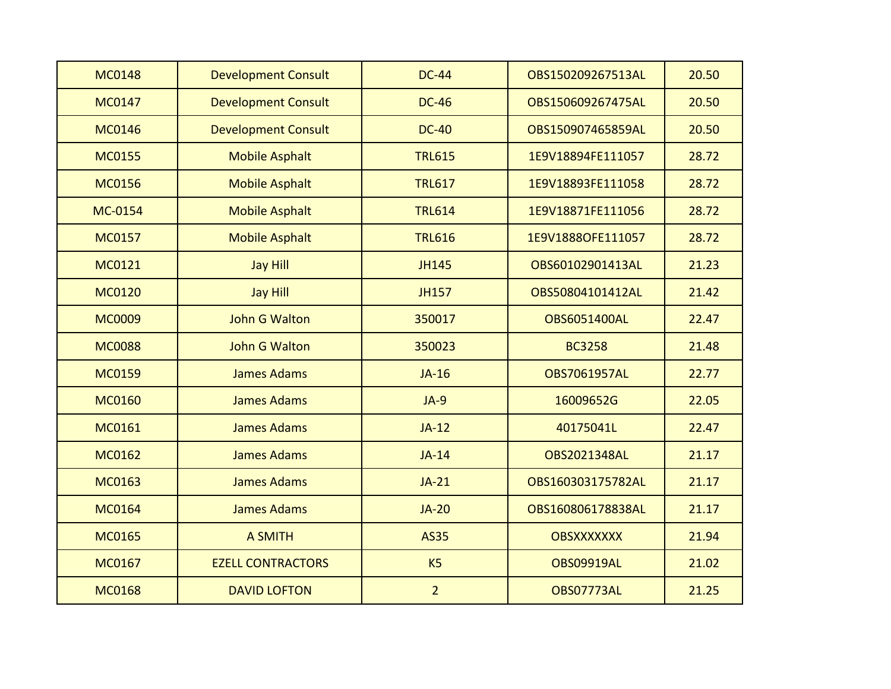| | | | | |
|---|---|---|---|---|
| MC0148 | Development Consult | DC-44 | OBS150209267513AL | 20.50 |
| MC0147 | Development Consult | DC-46 | OBS150609267475AL | 20.50 |
| MC0146 | Development Consult | DC-40 | OBS150907465859AL | 20.50 |
| MC0155 | Mobile Asphalt | TRL615 | 1E9V18894FE111057 | 28.72 |
| MC0156 | Mobile Asphalt | TRL617 | 1E9V18893FE111058 | 28.72 |
| MC-0154 | Mobile Asphalt | TRL614 | 1E9V18871FE111056 | 28.72 |
| MC0157 | Mobile Asphalt | TRL616 | 1E9V1888OFE111057 | 28.72 |
| MC0121 | Jay Hill | JH145 | OBS60102901413AL | 21.23 |
| MC0120 | Jay Hill | JH157 | OBS50804101412AL | 21.42 |
| MC0009 | John G Walton | 350017 | OBS6051400AL | 22.47 |
| MC0088 | John G Walton | 350023 | BC3258 | 21.48 |
| MC0159 | James Adams | JA-16 | OBS7061957AL | 22.77 |
| MC0160 | James Adams | JA-9 | 16009652G | 22.05 |
| MC0161 | James Adams | JA-12 | 40175041L | 22.47 |
| MC0162 | James Adams | JA-14 | OBS2021348AL | 21.17 |
| MC0163 | James Adams | JA-21 | OBS160303175782AL | 21.17 |
| MC0164 | James Adams | JA-20 | OBS160806178838AL | 21.17 |
| MC0165 | A SMITH | AS35 | OBSXXXXXXX | 21.94 |
| MC0167 | EZELL CONTRACTORS | K5 | OBS09919AL | 21.02 |
| MC0168 | DAVID LOFTON | 2 | OBS07773AL | 21.25 |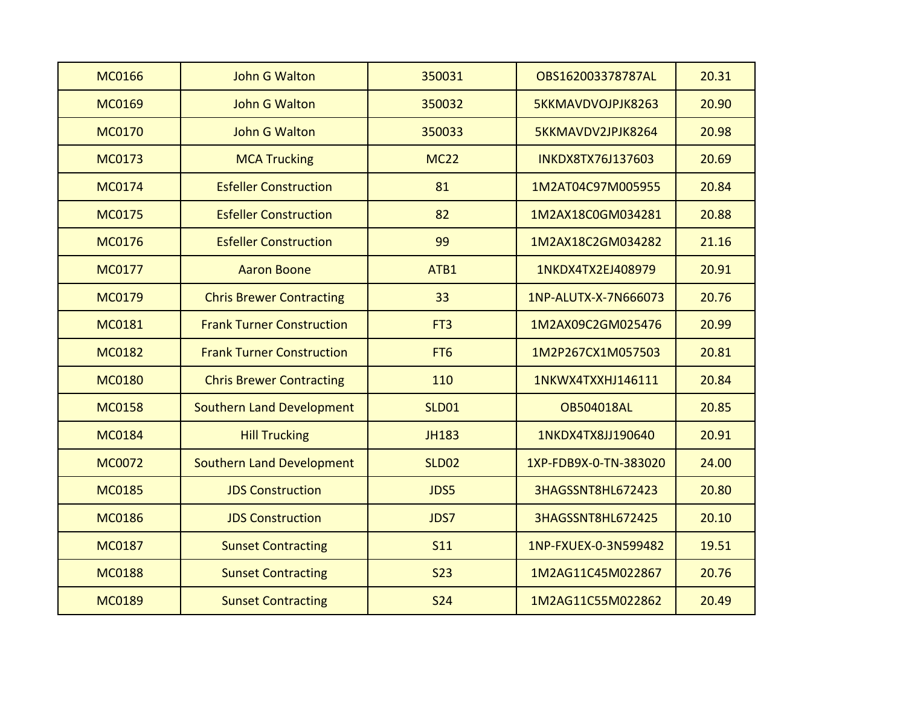| | | | | |
|---|---|---|---|---|
| MC0166 | John G Walton | 350031 | OBS162003378787AL | 20.31 |
| MC0169 | John G Walton | 350032 | 5KKMAVDVOJPJK8263 | 20.90 |
| MC0170 | John G Walton | 350033 | 5KKMAVDV2JPJK8264 | 20.98 |
| MC0173 | MCA Trucking | MC22 | INKDX8TX76J137603 | 20.69 |
| MC0174 | Esfeller Construction | 81 | 1M2AT04C97M005955 | 20.84 |
| MC0175 | Esfeller Construction | 82 | 1M2AX18C0GM034281 | 20.88 |
| MC0176 | Esfeller Construction | 99 | 1M2AX18C2GM034282 | 21.16 |
| MC0177 | Aaron Boone | ATB1 | 1NKDX4TX2EJ408979 | 20.91 |
| MC0179 | Chris Brewer Contracting | 33 | 1NP-ALUTX-X-7N666073 | 20.76 |
| MC0181 | Frank Turner Construction | FT3 | 1M2AX09C2GM025476 | 20.99 |
| MC0182 | Frank Turner Construction | FT6 | 1M2P267CX1M057503 | 20.81 |
| MC0180 | Chris Brewer Contracting | 110 | 1NKWX4TXXHJ146111 | 20.84 |
| MC0158 | Southern Land Development | SLD01 | OB504018AL | 20.85 |
| MC0184 | Hill Trucking | JH183 | 1NKDX4TX8JJ190640 | 20.91 |
| MC0072 | Southern Land Development | SLD02 | 1XP-FDB9X-0-TN-383020 | 24.00 |
| MC0185 | JDS Construction | JDS5 | 3HAGSSNT8HL672423 | 20.80 |
| MC0186 | JDS Construction | JDS7 | 3HAGSSNT8HL672425 | 20.10 |
| MC0187 | Sunset Contracting | S11 | 1NP-FXUEX-0-3N599482 | 19.51 |
| MC0188 | Sunset Contracting | S23 | 1M2AG11C45M022867 | 20.76 |
| MC0189 | Sunset Contracting | S24 | 1M2AG11C55M022862 | 20.49 |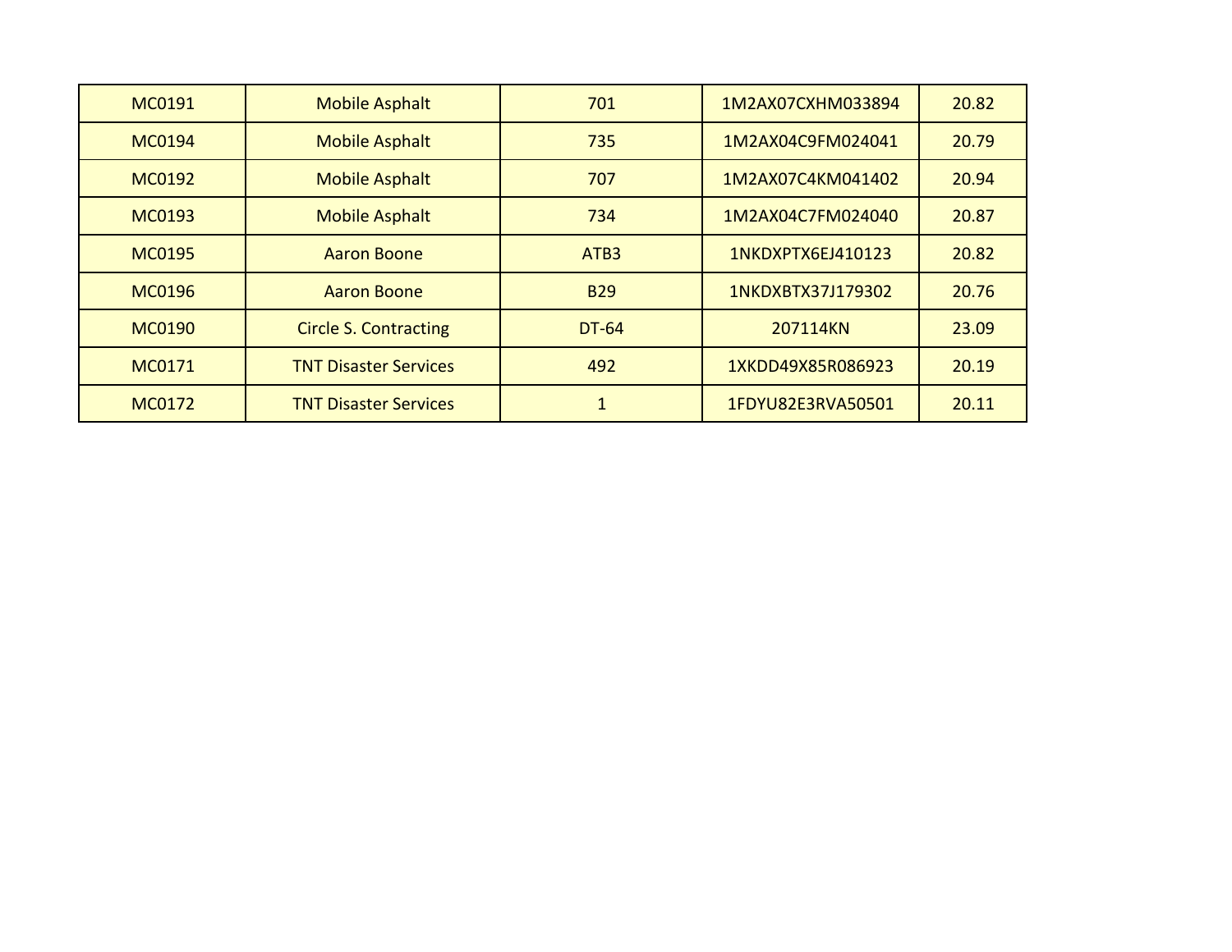| | | | | |
|---|---|---|---|---|
| MC0191 | Mobile Asphalt | 701 | 1M2AX07CXHM033894 | 20.82 |
| MC0194 | Mobile Asphalt | 735 | 1M2AX04C9FM024041 | 20.79 |
| MC0192 | Mobile Asphalt | 707 | 1M2AX07C4KM041402 | 20.94 |
| MC0193 | Mobile Asphalt | 734 | 1M2AX04C7FM024040 | 20.87 |
| MC0195 | Aaron Boone | ATB3 | 1NKDXPTX6EJ410123 | 20.82 |
| MC0196 | Aaron Boone | B29 | 1NKDXBTX37J179302 | 20.76 |
| MC0190 | Circle S. Contracting | DT-64 | 207114KN | 23.09 |
| MC0171 | TNT Disaster Services | 492 | 1XKDD49X85R086923 | 20.19 |
| MC0172 | TNT Disaster Services | 1 | 1FDYU82E3RVA50501 | 20.11 |